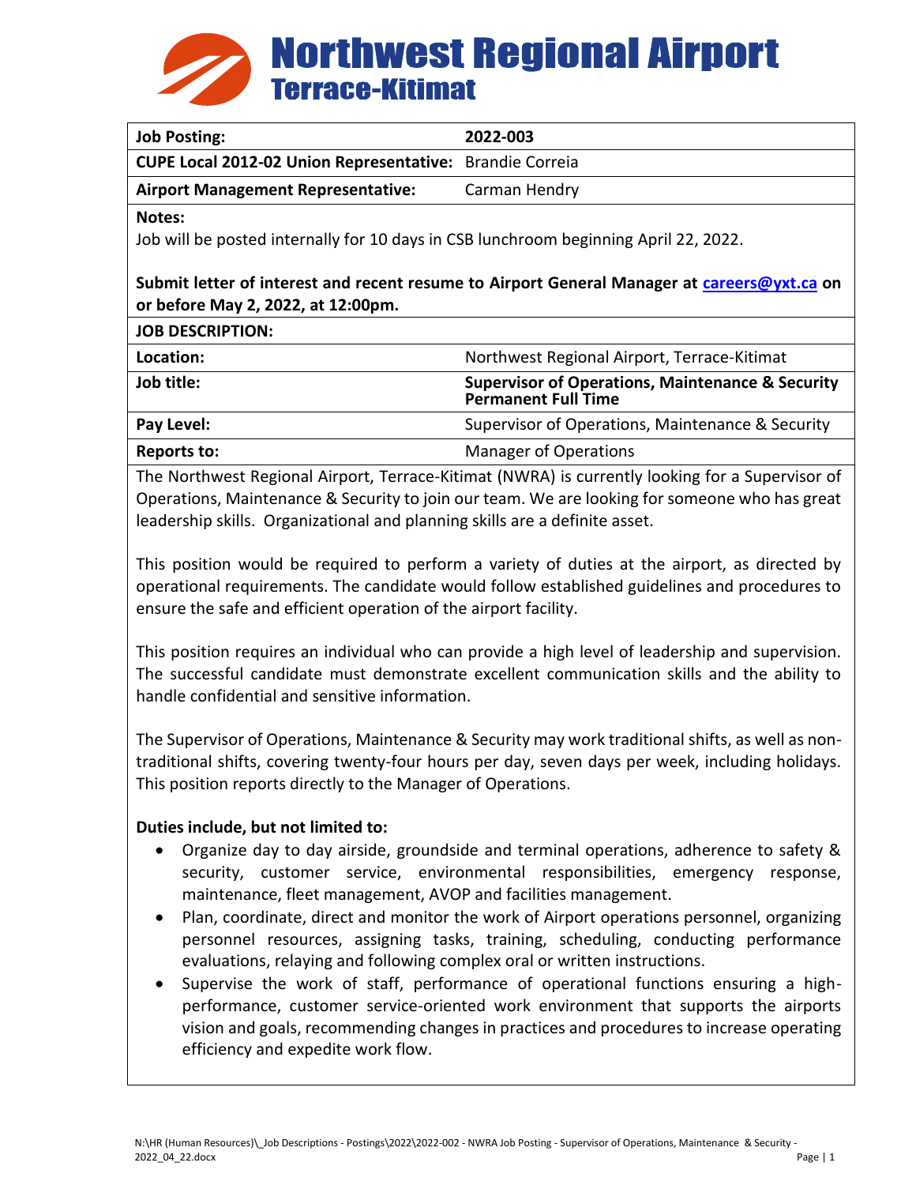# Northwest Regional Airport
## Terrace-Kitimat

| **Job Posting:** | **2022-003** |
|---|---|
| **CUPE Local 2012-02 Union Representative:** | Brandie Correia |
| **Airport Management Representative:** | Carman Hendry |

**Notes:**

Job will be posted internally for 10 days in CSB lunchroom beginning April 22, 2022.

**Submit letter of interest and recent resume to Airport General Manager at careers@yxt.ca on or before May 2, 2022, at 12:00pm.**

**JOB DESCRIPTION:**

| | |
|---|---|
| **Location:** | Northwest Regional Airport, Terrace-Kitimat |
| **Job title:** | **Supervisor of Operations, Maintenance & Security Permanent Full Time** |
| **Pay Level:** | Supervisor of Operations, Maintenance & Security |
| **Reports to:** | Manager of Operations |

The Northwest Regional Airport, Terrace-Kitimat (NWRA) is currently looking for a Supervisor of Operations, Maintenance & Security to join our team. We are looking for someone who has great leadership skills. Organizational and planning skills are a definite asset.

This position would be required to perform a variety of duties at the airport, as directed by operational requirements. The candidate would follow established guidelines and procedures to ensure the safe and efficient operation of the airport facility.

This position requires an individual who can provide a high level of leadership and supervision. The successful candidate must demonstrate excellent communication skills and the ability to handle confidential and sensitive information.

The Supervisor of Operations, Maintenance & Security may work traditional shifts, as well as non-traditional shifts, covering twenty-four hours per day, seven days per week, including holidays. This position reports directly to the Manager of Operations.

**Duties include, but not limited to:**

- Organize day to day airside, groundside and terminal operations, adherence to safety & security, customer service, environmental responsibilities, emergency response, maintenance, fleet management, AVOP and facilities management.
- Plan, coordinate, direct and monitor the work of Airport operations personnel, organizing personnel resources, assigning tasks, training, scheduling, conducting performance evaluations, relaying and following complex oral or written instructions.
- Supervise the work of staff, performance of operational functions ensuring a high-performance, customer service-oriented work environment that supports the airports vision and goals, recommending changes in practices and procedures to increase operating efficiency and expedite work flow.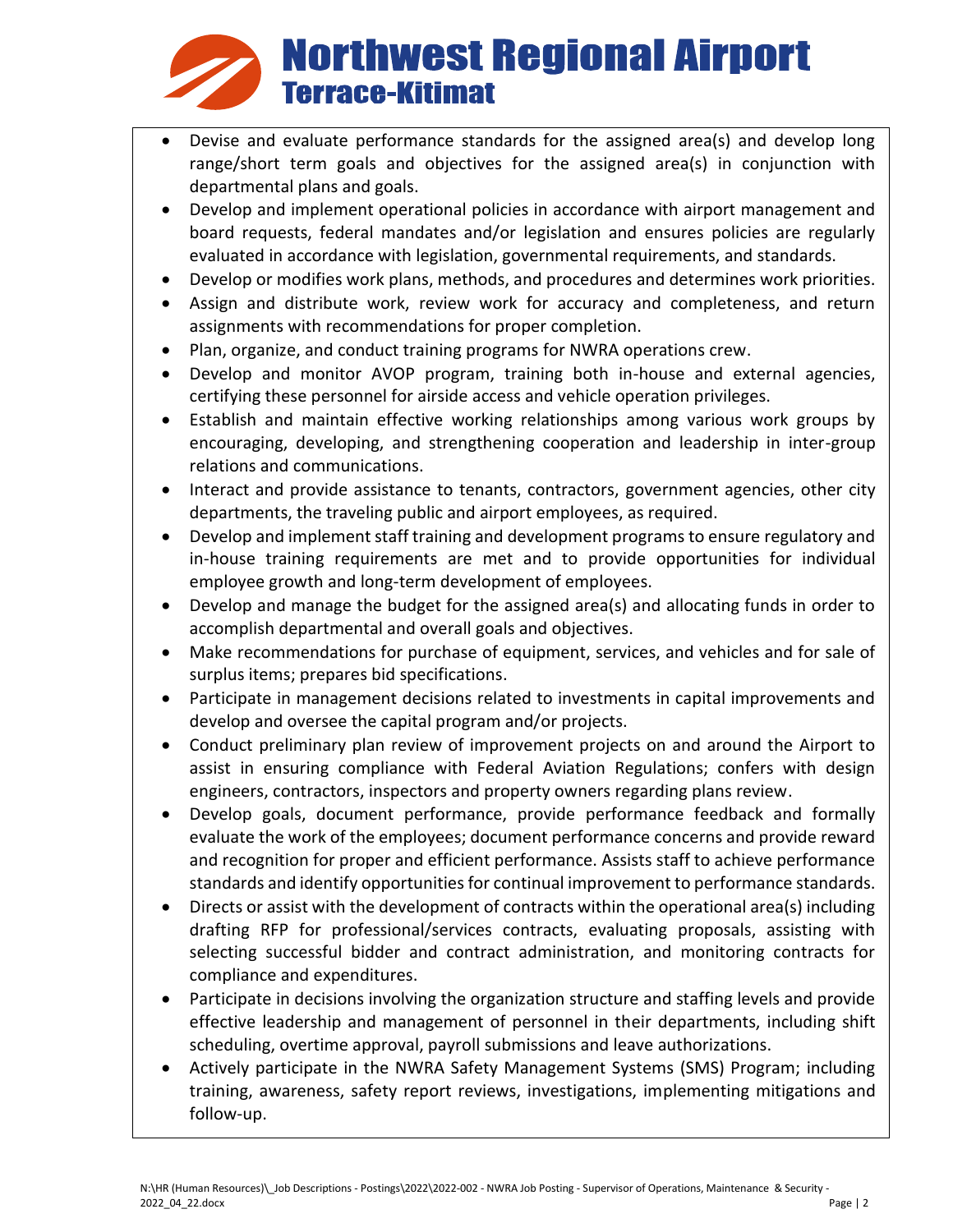- Devise and evaluate performance standards for the assigned area(s) and develop long range/short term goals and objectives for the assigned area(s) in conjunction with departmental plans and goals.
- Develop and implement operational policies in accordance with airport management and board requests, federal mandates and/or legislation and ensures policies are regularly evaluated in accordance with legislation, governmental requirements, and standards.
- Develop or modifies work plans, methods, and procedures and determines work priorities.
- Assign and distribute work, review work for accuracy and completeness, and return assignments with recommendations for proper completion.
- Plan, organize, and conduct training programs for NWRA operations crew.
- Develop and monitor AVOP program, training both in-house and external agencies, certifying these personnel for airside access and vehicle operation privileges.
- Establish and maintain effective working relationships among various work groups by encouraging, developing, and strengthening cooperation and leadership in inter-group relations and communications.
- Interact and provide assistance to tenants, contractors, government agencies, other city departments, the traveling public and airport employees, as required.
- Develop and implement staff training and development programs to ensure regulatory and in-house training requirements are met and to provide opportunities for individual employee growth and long-term development of employees.
- Develop and manage the budget for the assigned area(s) and allocating funds in order to accomplish departmental and overall goals and objectives.
- Make recommendations for purchase of equipment, services, and vehicles and for sale of surplus items; prepares bid specifications.
- Participate in management decisions related to investments in capital improvements and develop and oversee the capital program and/or projects.
- Conduct preliminary plan review of improvement projects on and around the Airport to assist in ensuring compliance with Federal Aviation Regulations; confers with design engineers, contractors, inspectors and property owners regarding plans review.
- Develop goals, document performance, provide performance feedback and formally evaluate the work of the employees; document performance concerns and provide reward and recognition for proper and efficient performance. Assists staff to achieve performance standards and identify opportunities for continual improvement to performance standards.
- Directs or assist with the development of contracts within the operational area(s) including drafting RFP for professional/services contracts, evaluating proposals, assisting with selecting successful bidder and contract administration, and monitoring contracts for compliance and expenditures.
- Participate in decisions involving the organization structure and staffing levels and provide effective leadership and management of personnel in their departments, including shift scheduling, overtime approval, payroll submissions and leave authorizations.
- Actively participate in the NWRA Safety Management Systems (SMS) Program; including training, awareness, safety report reviews, investigations, implementing mitigations and follow-up.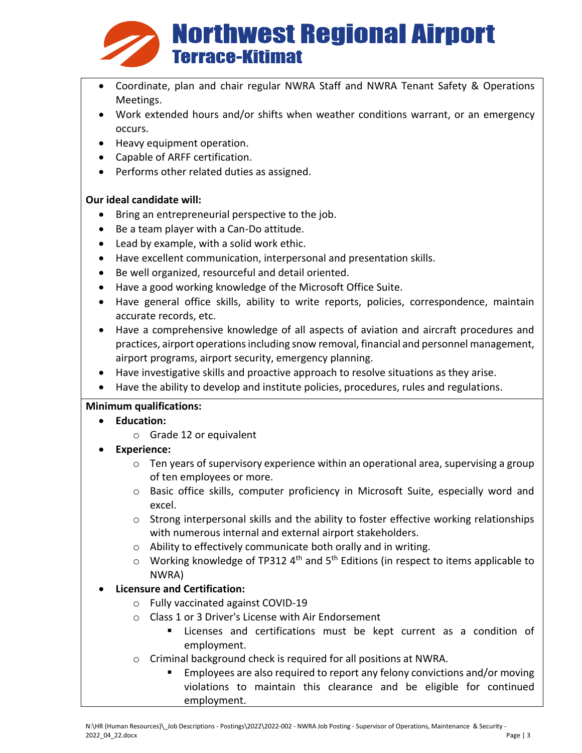- Coordinate, plan and chair regular NWRA Staff and NWRA Tenant Safety & Operations Meetings.
- Work extended hours and/or shifts when weather conditions warrant, or an emergency occurs.
- Heavy equipment operation.
- Capable of ARFF certification.
- Performs other related duties as assigned.

**Our ideal candidate will:**

- Bring an entrepreneurial perspective to the job.
- Be a team player with a Can-Do attitude.
- Lead by example, with a solid work ethic.
- Have excellent communication, interpersonal and presentation skills.
- Be well organized, resourceful and detail oriented.
- Have a good working knowledge of the Microsoft Office Suite.
- Have general office skills, ability to write reports, policies, correspondence, maintain accurate records, etc.
- Have a comprehensive knowledge of all aspects of aviation and aircraft procedures and practices, airport operations including snow removal, financial and personnel management, airport programs, airport security, emergency planning.
- Have investigative skills and proactive approach to resolve situations as they arise.
- Have the ability to develop and institute policies, procedures, rules and regulations.

**Minimum qualifications:**

- **Education:**
  - Grade 12 or equivalent
- **Experience:**
  - Ten years of supervisory experience within an operational area, supervising a group of ten employees or more.
  - Basic office skills, computer proficiency in Microsoft Suite, especially word and excel.
  - Strong interpersonal skills and the ability to foster effective working relationships with numerous internal and external airport stakeholders.
  - Ability to effectively communicate both orally and in writing.
  - Working knowledge of TP312 4th and 5th Editions (in respect to items applicable to NWRA)
- **Licensure and Certification:**
  - Fully vaccinated against COVID-19
  - Class 1 or 3 Driver's License with Air Endorsement
    - Licenses and certifications must be kept current as a condition of employment.
  - Criminal background check is required for all positions at NWRA.
    - Employees are also required to report any felony convictions and/or moving violations to maintain this clearance and be eligible for continued employment.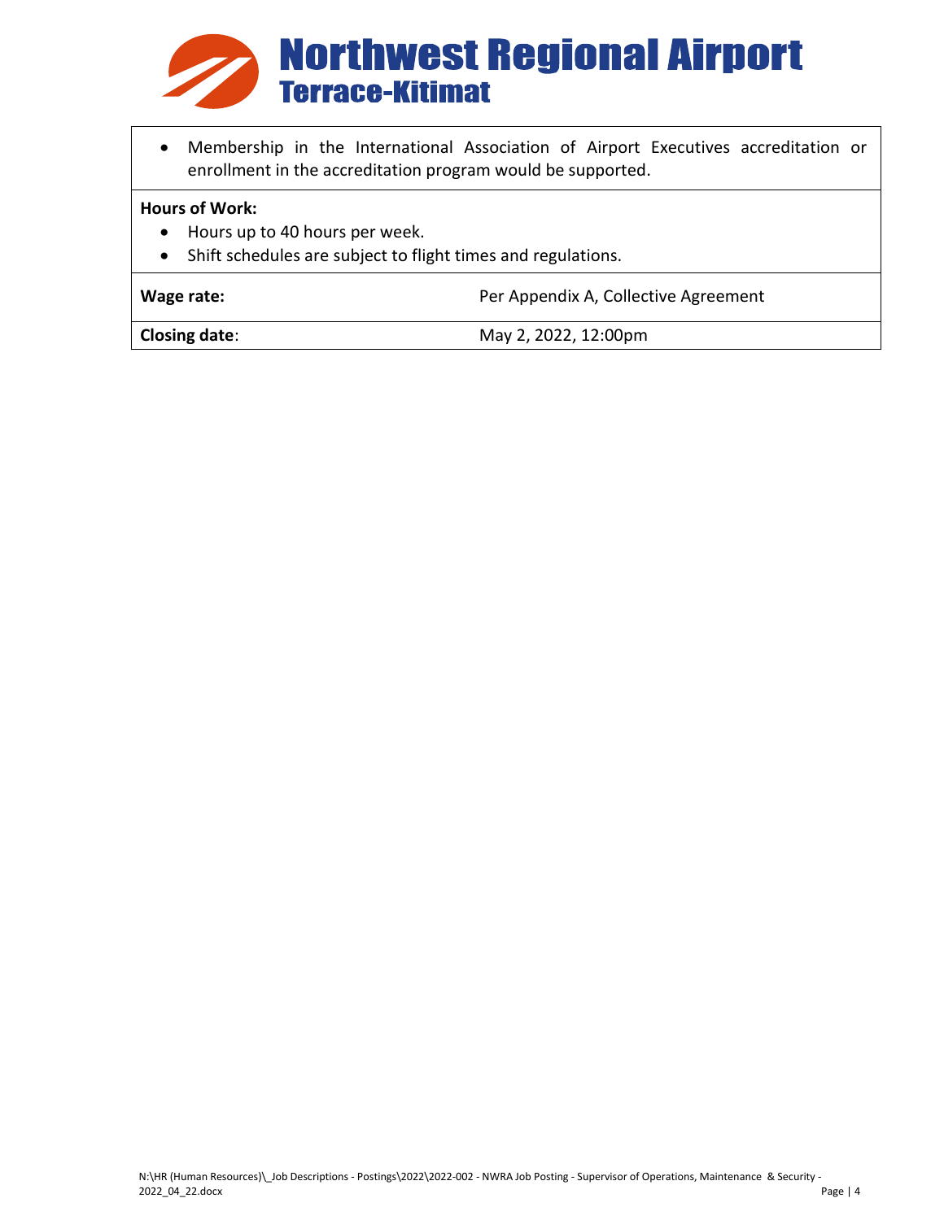- Membership in the International Association of Airport Executives accreditation or enrollment in the accreditation program would be supported.

**Hours of Work:**

- Hours up to 40 hours per week.
- Shift schedules are subject to flight times and regulations.

| | |
|---|---|
| **Wage rate:** | Per Appendix A, Collective Agreement |
| **Closing date**: | May 2, 2022, 12:00pm |